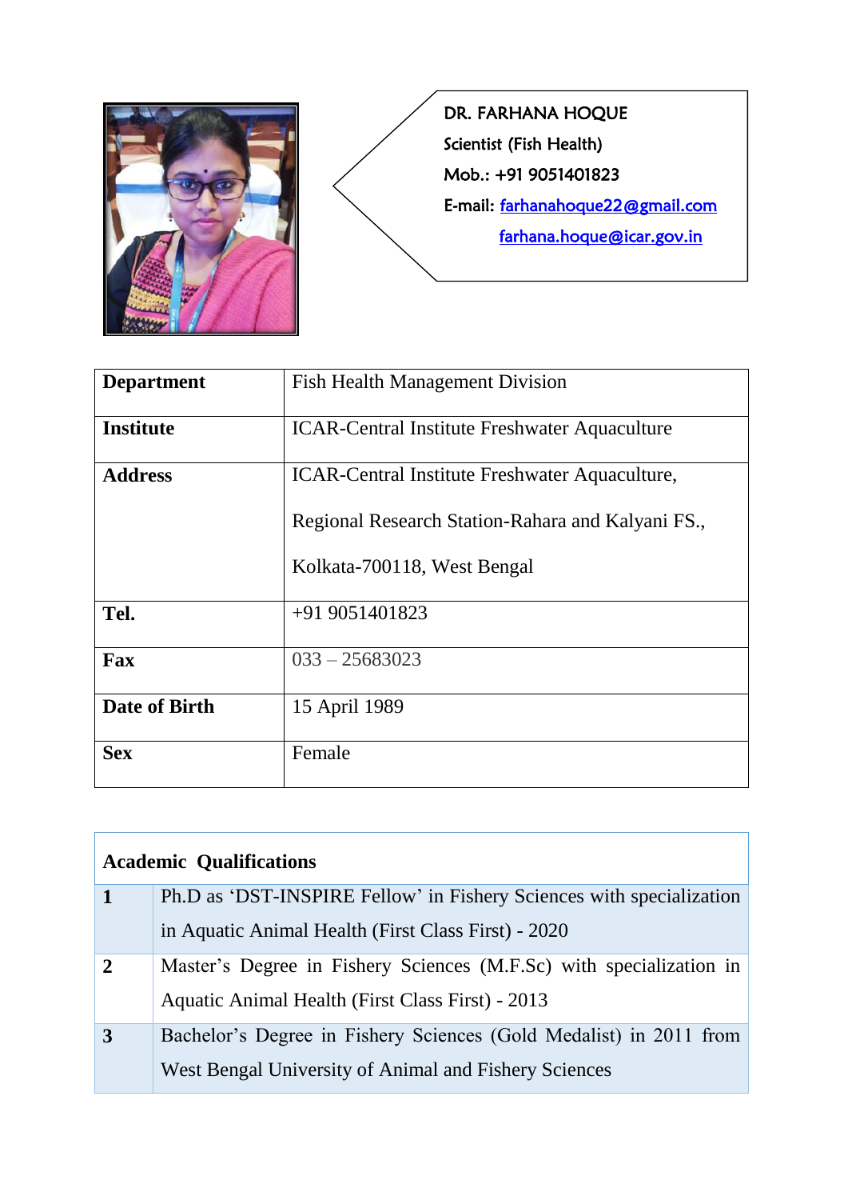DR. FARHANA HOQUE

Scientist (Fish Health)

Mob.: +91 9051401823

E-mail: farhanahoque22@gmail.com

farhana.hoque@icar.gov.in

| | |
|---|---|
| **Department** | Fish Health Management Division |
| **Institute** | ICAR-Central Institute Freshwater Aquaculture |
| **Address** | ICAR-Central Institute Freshwater Aquaculture,<br>Regional Research Station-Rahara and Kalyani FS.,<br>Kolkata-700118, West Bengal |
| **Tel.** | +91 9051401823 |
| **Fax** | 033 – 25683023 |
| **Date of Birth** | 15 April 1989 |
| **Sex** | Female |

| **Academic Qualifications** | |
|---|---|
| **1** | Ph.D as 'DST-INSPIRE Fellow' in Fishery Sciences with specialization in Aquatic Animal Health (First Class First) - 2020 |
| **2** | Master's Degree in Fishery Sciences (M.F.Sc) with specialization in Aquatic Animal Health (First Class First) - 2013 |
| **3** | Bachelor's Degree in Fishery Sciences (Gold Medalist) in 2011 from West Bengal University of Animal and Fishery Sciences |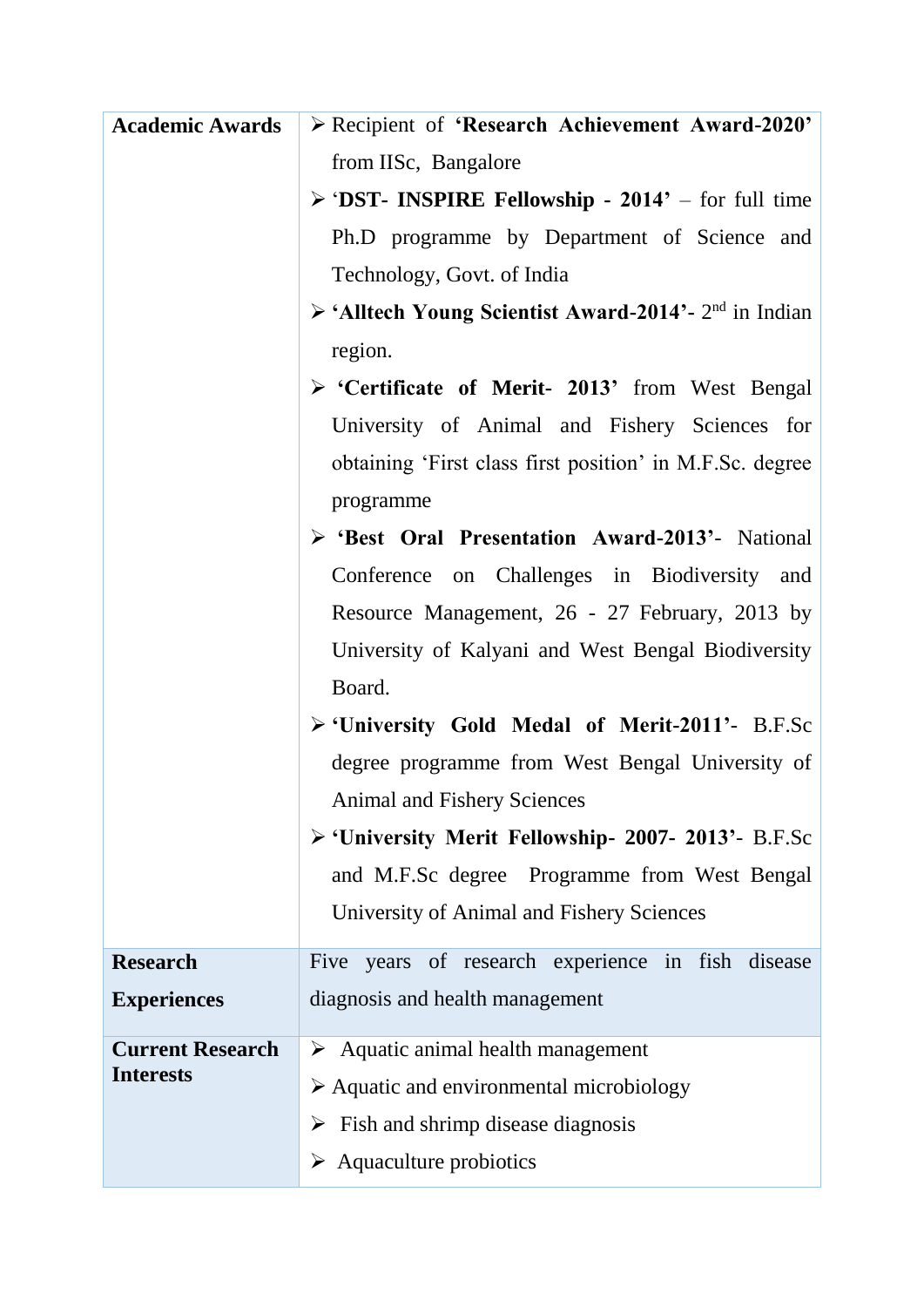| | |
|---|---|
| **Academic Awards** | ➢ Recipient of **'Research Achievement Award-2020'** from IISc, Bangalore<br>➢ '**DST- INSPIRE Fellowship - 2014'** – for full time Ph.D programme by Department of Science and Technology, Govt. of India<br>➢ **'Alltech Young Scientist Award-2014'**- 2nd in Indian region.<br>➢ **'Certificate of Merit- 2013'** from West Bengal University of Animal and Fishery Sciences for obtaining 'First class first position' in M.F.Sc. degree programme<br>➢ **'Best Oral Presentation Award-2013'**- National Conference on Challenges in Biodiversity and Resource Management, 26 - 27 February, 2013 by University of Kalyani and West Bengal Biodiversity Board.<br>➢ **'University Gold Medal of Merit-2011'**- B.F.Sc degree programme from West Bengal University of Animal and Fishery Sciences<br>➢ **'University Merit Fellowship- 2007- 2013'**- B.F.Sc and M.F.Sc degree Programme from West Bengal University of Animal and Fishery Sciences |
| **Research Experiences** | Five years of research experience in fish disease diagnosis and health management |
| **Current Research Interests** | ➢ Aquatic animal health management<br>➢ Aquatic and environmental microbiology<br>➢ Fish and shrimp disease diagnosis<br>➢ Aquaculture probiotics |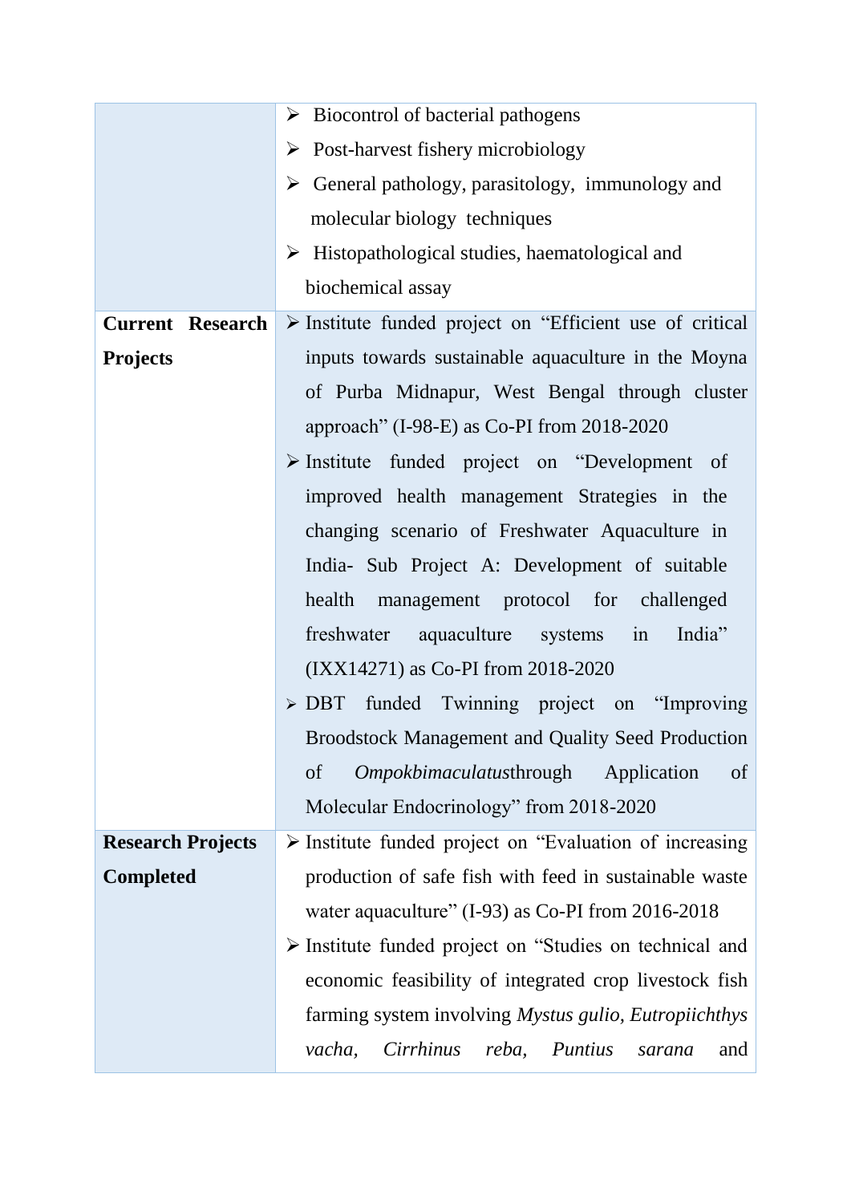| | |
|---|---|
| | ➢ Biocontrol of bacterial pathogens<br>➢ Post-harvest fishery microbiology<br>➢ General pathology, parasitology, immunology and molecular biology techniques<br>➢ Histopathological studies, haematological and biochemical assay |
| **Current Research Projects** | ➢ Institute funded project on "Efficient use of critical inputs towards sustainable aquaculture in the Moyna of Purba Midnapur, West Bengal through cluster approach" (I-98-E) as Co-PI from 2018-2020<br>➢ Institute funded project on "Development of improved health management Strategies in the changing scenario of Freshwater Aquaculture in India- Sub Project A: Development of suitable health management protocol for challenged freshwater aquaculture systems in India" (IXX14271) as Co-PI from 2018-2020<br>➢ DBT funded Twinning project on "Improving Broodstock Management and Quality Seed Production of *Ompokbimaculatus*through Application of Molecular Endocrinology" from 2018-2020 |
| **Research Projects Completed** | ➢ Institute funded project on "Evaluation of increasing production of safe fish with feed in sustainable waste water aquaculture" (I-93) as Co-PI from 2016-2018<br>➢ Institute funded project on "Studies on technical and economic feasibility of integrated crop livestock fish farming system involving *Mystus gulio, Eutropiichthys vacha, Cirrhinus reba, Puntius sarana* and |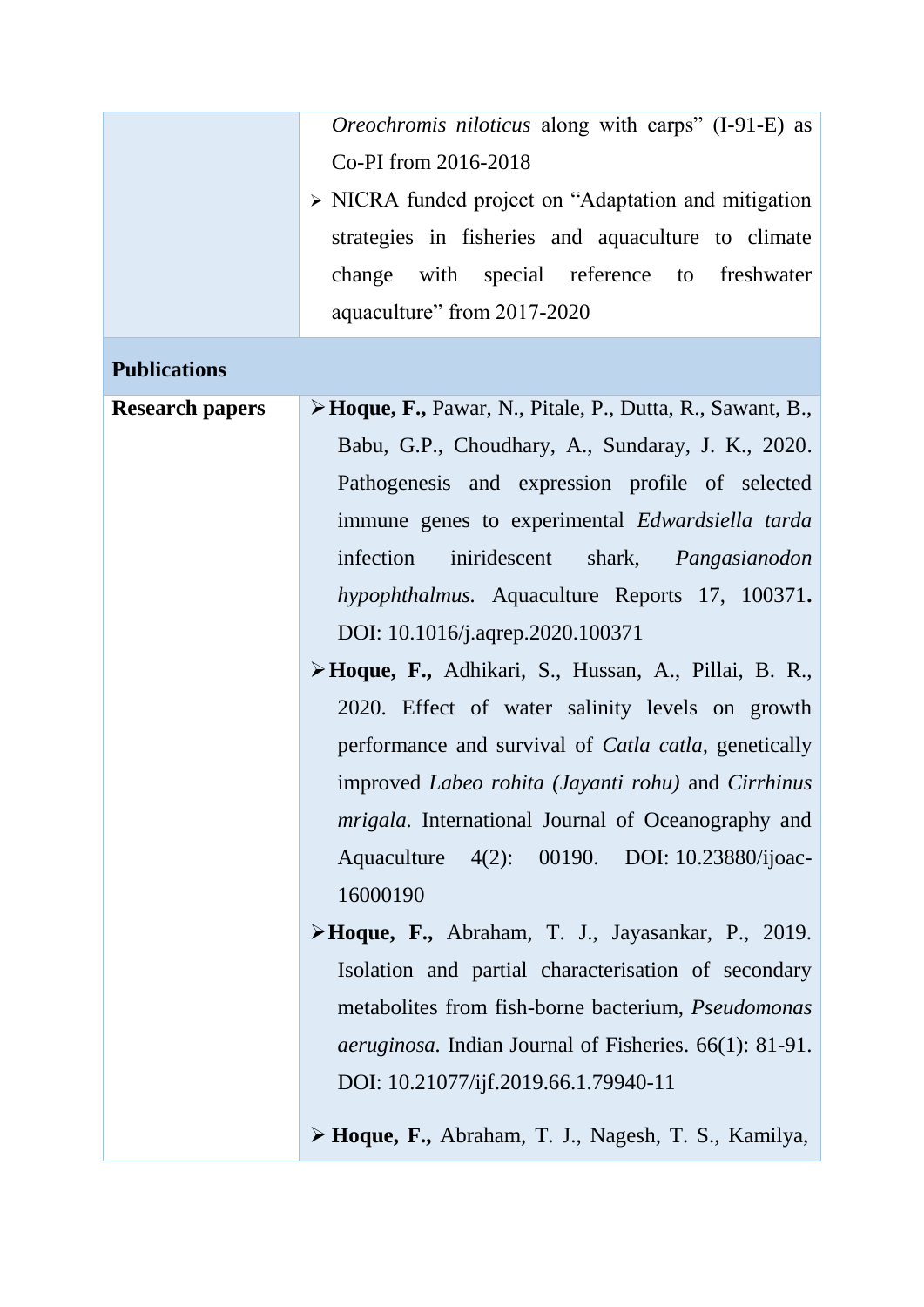| | |
|---|---|
| | *Oreochromis niloticus* along with carps" (I-91-E) as Co-PI from 2016-2018<br>➢ NICRA funded project on "Adaptation and mitigation strategies in fisheries and aquaculture to climate change with special reference to freshwater aquaculture" from 2017-2020 |
| **Publications** | |
| **Research papers** | ➢ **Hoque, F.,** Pawar, N., Pitale, P., Dutta, R., Sawant, B., Babu, G.P., Choudhary, A., Sundaray, J. K., 2020. Pathogenesis and expression profile of selected immune genes to experimental *Edwardsiella tarda* infection iniridescent shark, *Pangasianodon hypophthalmus.* Aquaculture Reports 17, 100371**.** DOI: 10.1016/j.aqrep.2020.100371<br>➢ **Hoque, F.,** Adhikari, S., Hussan, A., Pillai, B. R., 2020. Effect of water salinity levels on growth performance and survival of *Catla catla,* genetically improved *Labeo rohita (Jayanti rohu)* and *Cirrhinus mrigala.* International Journal of Oceanography and Aquaculture 4(2): 00190. DOI: 10.23880/ijoac-16000190<br>➢ **Hoque, F.,** Abraham, T. J., Jayasankar, P., 2019. Isolation and partial characterisation of secondary metabolites from fish-borne bacterium, *Pseudomonas aeruginosa.* Indian Journal of Fisheries. 66(1): 81-91. DOI: 10.21077/ijf.2019.66.1.79940-11<br>➢ **Hoque, F.,** Abraham, T. J., Nagesh, T. S., Kamilya, |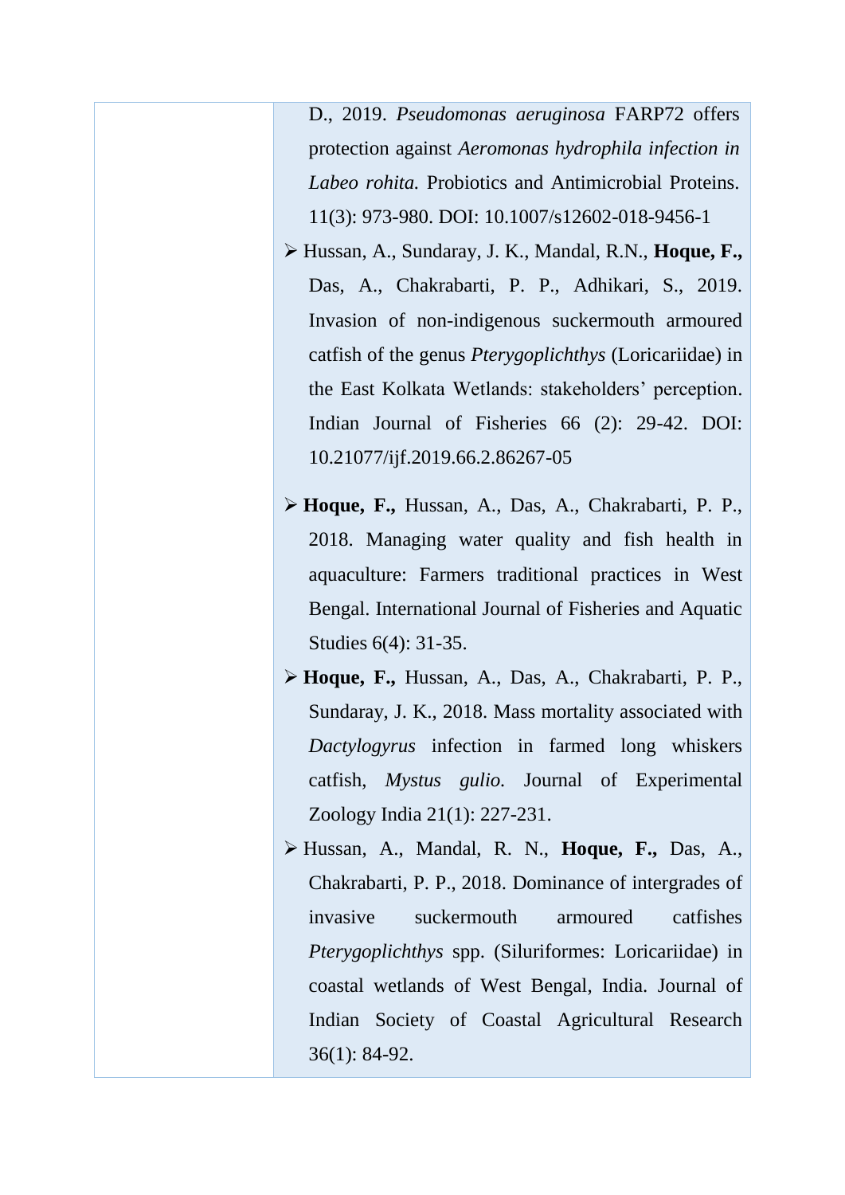D., 2019. *Pseudomonas aeruginosa* FARP72 offers protection against *Aeromonas hydrophila infection in Labeo rohita.* Probiotics and Antimicrobial Proteins. 11(3): 973-980. DOI: 10.1007/s12602-018-9456-1

- Hussan, A., Sundaray, J. K., Mandal, R.N., **Hoque, F.,** Das, A., Chakrabarti, P. P., Adhikari, S., 2019. Invasion of non-indigenous suckermouth armoured catfish of the genus *Pterygoplichthys* (Loricariidae) in the East Kolkata Wetlands: stakeholders' perception. Indian Journal of Fisheries 66 (2): 29-42. DOI: 10.21077/ijf.2019.66.2.86267-05
- **Hoque, F.,** Hussan, A., Das, A., Chakrabarti, P. P., 2018. Managing water quality and fish health in aquaculture: Farmers traditional practices in West Bengal. International Journal of Fisheries and Aquatic Studies 6(4): 31-35.
- **Hoque, F.,** Hussan, A., Das, A., Chakrabarti, P. P., Sundaray, J. K., 2018. Mass mortality associated with *Dactylogyrus* infection in farmed long whiskers catfish, *Mystus gulio.* Journal of Experimental Zoology India 21(1): 227-231.
- Hussan, A., Mandal, R. N., **Hoque, F.,** Das, A., Chakrabarti, P. P., 2018. Dominance of intergrades of invasive suckermouth armoured catfishes *Pterygoplichthys* spp. (Siluriformes: Loricariidae) in coastal wetlands of West Bengal, India. Journal of Indian Society of Coastal Agricultural Research 36(1): 84-92.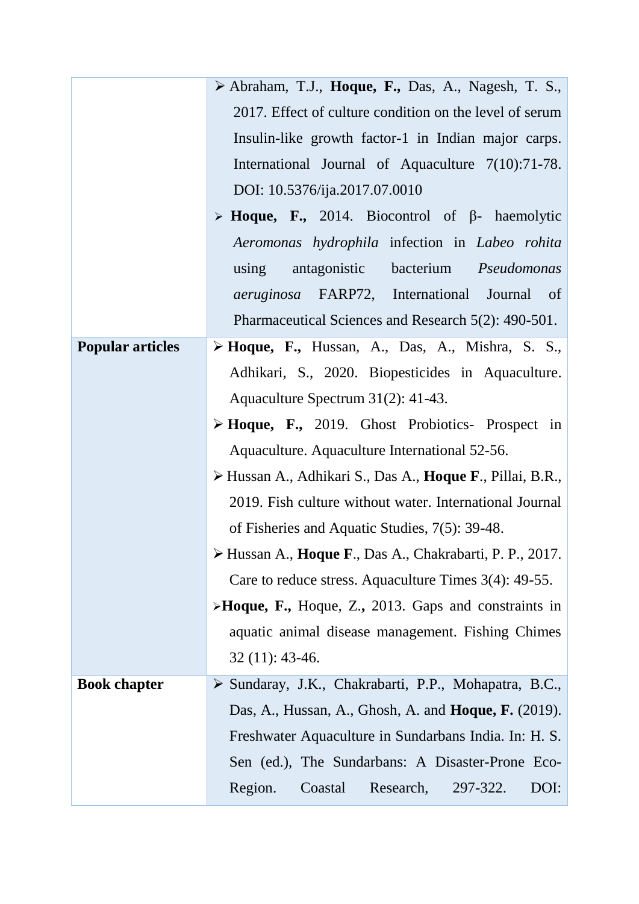| | |
|---|---|
| | ➢ Abraham, T.J., **Hoque, F.,** Das, A., Nagesh, T. S., 2017. Effect of culture condition on the level of serum Insulin-like growth factor-1 in Indian major carps. International Journal of Aquaculture 7(10):71-78. DOI: 10.5376/ija.2017.07.0010<br>➢ **Hoque, F.,** 2014. Biocontrol of β- haemolytic *Aeromonas hydrophila* infection in *Labeo rohita* using antagonistic bacterium *Pseudomonas aeruginosa* FARP72, International Journal of Pharmaceutical Sciences and Research 5(2): 490-501. |
| **Popular articles** | ➢ **Hoque, F.,** Hussan, A., Das, A., Mishra, S. S., Adhikari, S., 2020. Biopesticides in Aquaculture. Aquaculture Spectrum 31(2): 41-43.<br>➢ **Hoque, F.,** 2019. Ghost Probiotics- Prospect in Aquaculture. Aquaculture International 52-56.<br>➢ Hussan A., Adhikari S., Das A., **Hoque F**., Pillai, B.R., 2019. Fish culture without water. International Journal of Fisheries and Aquatic Studies, 7(5): 39-48.<br>➢ Hussan A., **Hoque F**., Das A., Chakrabarti, P. P., 2017. Care to reduce stress. Aquaculture Times 3(4): 49-55.<br>➢**Hoque, F.,** Hoque, Z.**,** 2013. Gaps and constraints in aquatic animal disease management. Fishing Chimes 32 (11): 43-46. |
| **Book chapter** | ➢ Sundaray, J.K., Chakrabarti, P.P., Mohapatra, B.C., Das, A., Hussan, A., Ghosh, A. and **Hoque, F.** (2019). Freshwater Aquaculture in Sundarbans India. In: H. S. Sen (ed.), The Sundarbans: A Disaster-Prone Eco-Region. Coastal Research, 297-322. DOI: |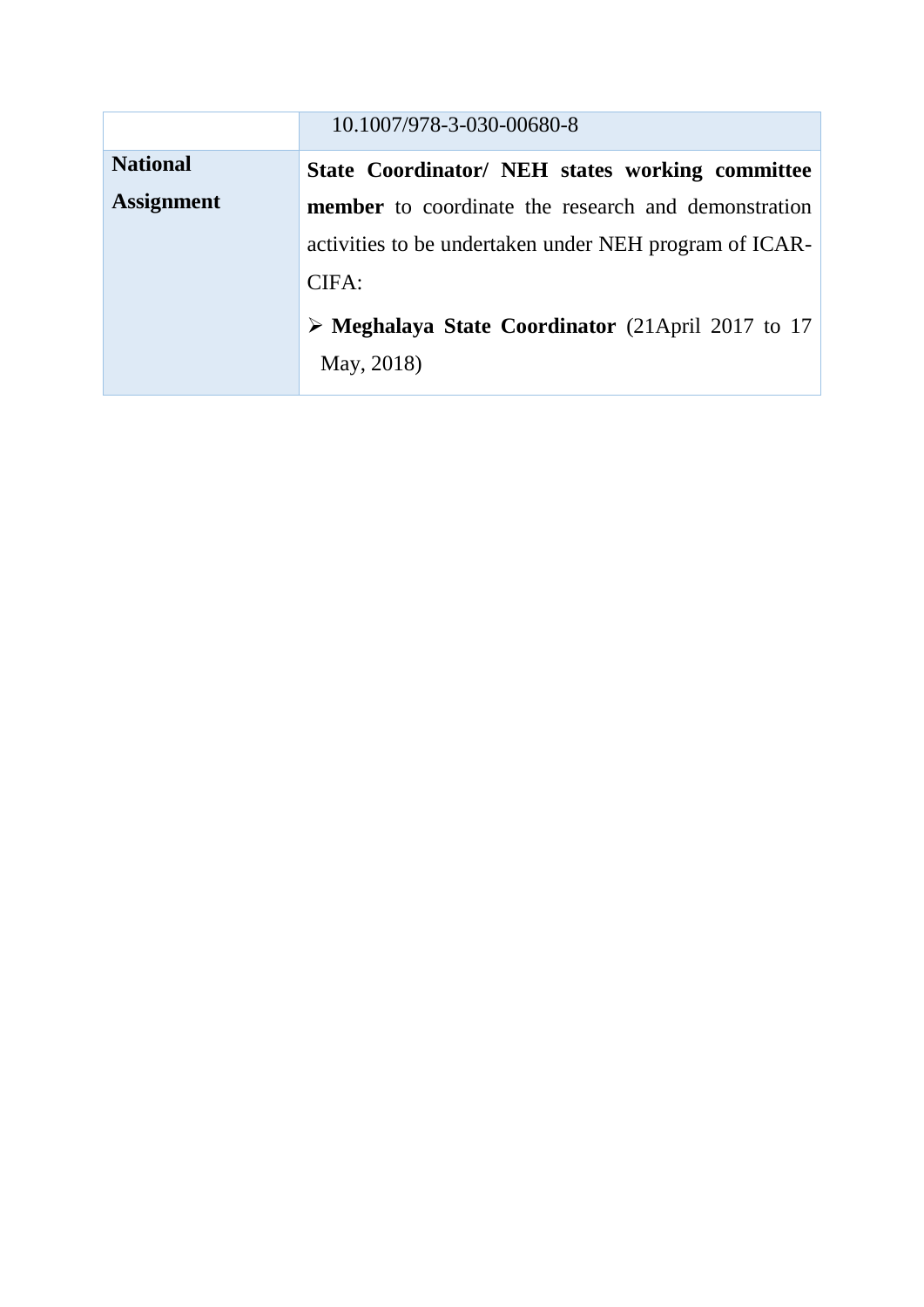| | |
|---|---|
| | 10.1007/978-3-030-00680-8 |
| **National Assignment** | **State Coordinator/ NEH states working committee member** to coordinate the research and demonstration activities to be undertaken under NEH program of ICAR-CIFA:<br>➢ **Meghalaya State Coordinator** (21April 2017 to 17 May, 2018) |